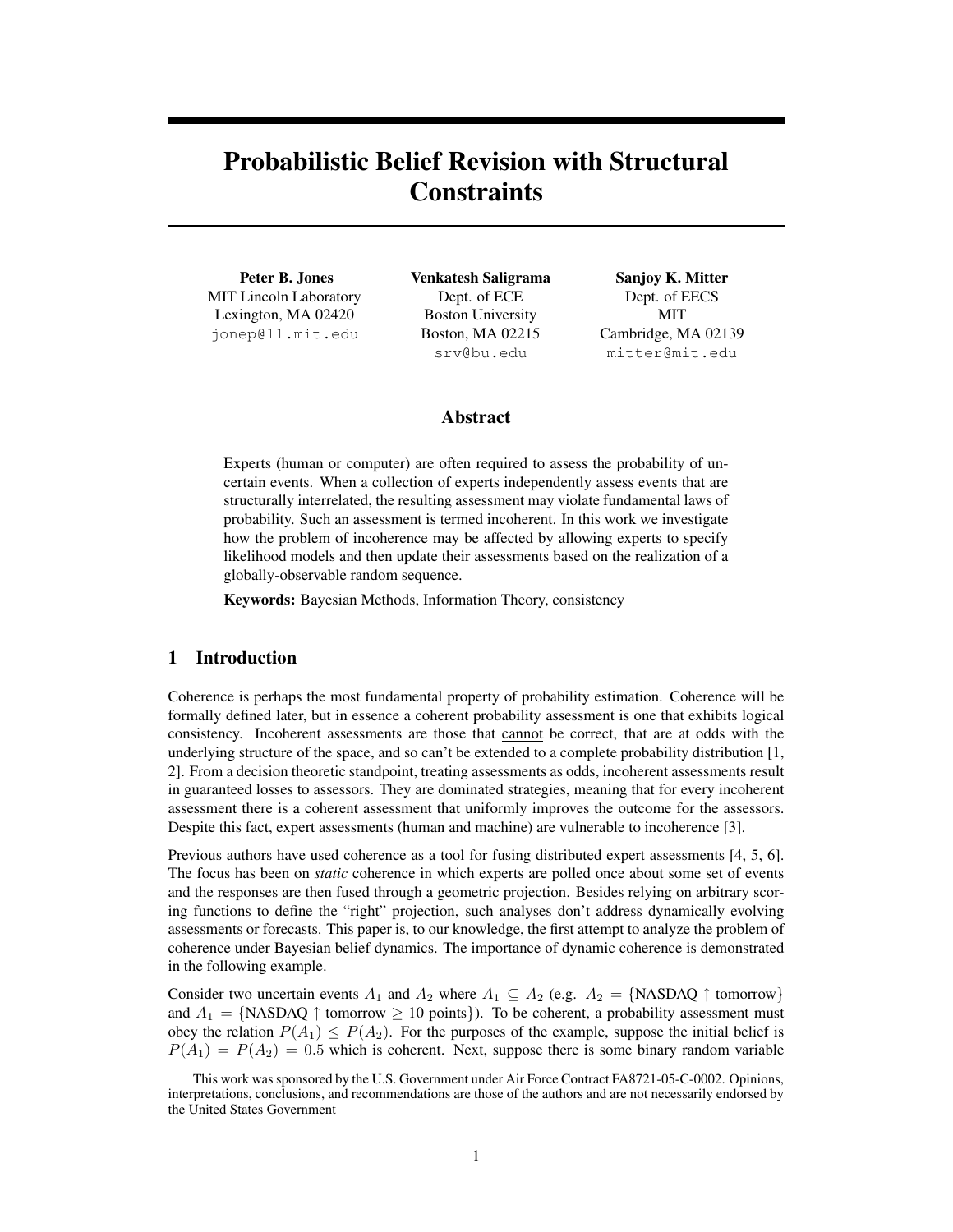# Probabilistic Belief Revision with Structural Constraints

**Peter B. Jones**
MIT Lincoln Laboratory
Lexington, MA 02420
jonep@ll.mit.edu

**Venkatesh Saligrama**
Dept. of ECE
Boston University
Boston, MA 02215
srv@bu.edu

**Sanjoy K. Mitter**
Dept. of EECS
MIT
Cambridge, MA 02139
mitter@mit.edu

## Abstract

Experts (human or computer) are often required to assess the probability of uncertain events. When a collection of experts independently assess events that are structurally interrelated, the resulting assessment may violate fundamental laws of probability. Such an assessment is termed incoherent. In this work we investigate how the problem of incoherence may be affected by allowing experts to specify likelihood models and then update their assessments based on the realization of a globally-observable random sequence.

**Keywords:** Bayesian Methods, Information Theory, consistency

## 1 Introduction

Coherence is perhaps the most fundamental property of probability estimation. Coherence will be formally defined later, but in essence a coherent probability assessment is one that exhibits logical consistency. Incoherent assessments are those that cannot be correct, that are at odds with the underlying structure of the space, and so can't be extended to a complete probability distribution [1, 2]. From a decision theoretic standpoint, treating assessments as odds, incoherent assessments result in guaranteed losses to assessors. They are dominated strategies, meaning that for every incoherent assessment there is a coherent assessment that uniformly improves the outcome for the assessors. Despite this fact, expert assessments (human and machine) are vulnerable to incoherence [3].

Previous authors have used coherence as a tool for fusing distributed expert assessments [4, 5, 6]. The focus has been on *static* coherence in which experts are polled once about some set of events and the responses are then fused through a geometric projection. Besides relying on arbitrary scoring functions to define the "right" projection, such analyses don't address dynamically evolving assessments or forecasts. This paper is, to our knowledge, the first attempt to analyze the problem of coherence under Bayesian belief dynamics. The importance of dynamic coherence is demonstrated in the following example.

Consider two uncertain events $A_1$ and $A_2$ where $A_1 \subseteq A_2$ (e.g. $A_2 = \{\text{NASDAQ} \uparrow \text{tomorrow}\}$ and $A_1 = \{\text{NASDAQ} \uparrow \text{tomorrow} \geq 10 \text{ points}\}$). To be coherent, a probability assessment must obey the relation $P(A_1) \leq P(A_2)$. For the purposes of the example, suppose the initial belief is $P(A_1) = P(A_2) = 0.5$ which is coherent. Next, suppose there is some binary random variable

This work was sponsored by the U.S. Government under Air Force Contract FA8721-05-C-0002. Opinions, interpretations, conclusions, and recommendations are those of the authors and are not necessarily endorsed by the United States Government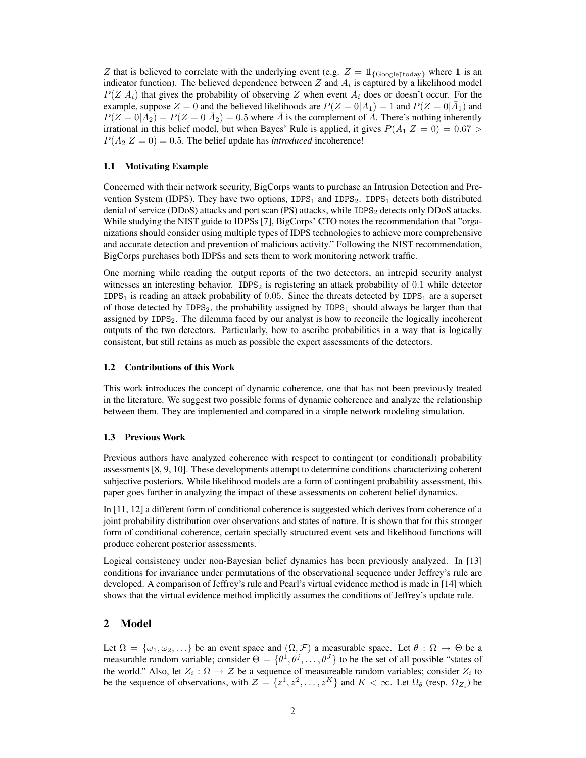$Z$ that is believed to correlate with the underlying event (e.g. $Z = \mathbb{1}_{\{\text{Google}\uparrow\text{today}\}}$ where $\mathbb{1}$ is an indicator function). The believed dependence between $Z$ and $A_i$ is captured by a likelihood model $P(Z|A_i)$ that gives the probability of observing $Z$ when event $A_i$ does or doesn't occur. For the example, suppose $Z = 0$ and the believed likelihoods are $P(Z = 0|A_1) = 1$ and $P(Z = 0|\bar{A}_1)$ and $P(Z = 0|A_2) = P(Z = 0|\bar{A}_2) = 0.5$ where $\bar{A}$ is the complement of $A$. There's nothing inherently irrational in this belief model, but when Bayes' Rule is applied, it gives $P(A_1|Z = 0) = 0.67 > P(A_2|Z = 0) = 0.5$. The belief update has *introduced* incoherence!

### 1.1 Motivating Example

Concerned with their network security, BigCorps wants to purchase an Intrusion Detection and Prevention System (IDPS). They have two options, $\texttt{IDPS}_1$ and $\texttt{IDPS}_2$. $\texttt{IDPS}_1$ detects both distributed denial of service (DDoS) attacks and port scan (PS) attacks, while $\texttt{IDPS}_2$ detects only DDoS attacks. While studying the NIST guide to IDPSs [7], BigCorps' CTO notes the recommendation that "organizations should consider using multiple types of IDPS technologies to achieve more comprehensive and accurate detection and prevention of malicious activity." Following the NIST recommendation, BigCorps purchases both IDPSs and sets them to work monitoring network traffic.

One morning while reading the output reports of the two detectors, an intrepid security analyst witnesses an interesting behavior. $\texttt{IDPS}_2$ is registering an attack probability of $0.1$ while detector $\texttt{IDPS}_1$ is reading an attack probability of $0.05$. Since the threats detected by $\texttt{IDPS}_1$ are a superset of those detected by $\texttt{IDPS}_2$, the probability assigned by $\texttt{IDPS}_1$ should always be larger than that assigned by $\texttt{IDPS}_2$. The dilemma faced by our analyst is how to reconcile the logically incoherent outputs of the two detectors. Particularly, how to ascribe probabilities in a way that is logically consistent, but still retains as much as possible the expert assessments of the detectors.

### 1.2 Contributions of this Work

This work introduces the concept of dynamic coherence, one that has not been previously treated in the literature. We suggest two possible forms of dynamic coherence and analyze the relationship between them. They are implemented and compared in a simple network modeling simulation.

### 1.3 Previous Work

Previous authors have analyzed coherence with respect to contingent (or conditional) probability assessments [8, 9, 10]. These developments attempt to determine conditions characterizing coherent subjective posteriors. While likelihood models are a form of contingent probability assessment, this paper goes further in analyzing the impact of these assessments on coherent belief dynamics.

In [11, 12] a different form of conditional coherence is suggested which derives from coherence of a joint probability distribution over observations and states of nature. It is shown that for this stronger form of conditional coherence, certain specially structured event sets and likelihood functions will produce coherent posterior assessments.

Logical consistency under non-Bayesian belief dynamics has been previously analyzed. In [13] conditions for invariance under permutations of the observational sequence under Jeffrey's rule are developed. A comparison of Jeffrey's rule and Pearl's virtual evidence method is made in [14] which shows that the virtual evidence method implicitly assumes the conditions of Jeffrey's update rule.

## 2 Model

Let $\Omega = \{\omega_1, \omega_2, \ldots\}$ be an event space and $(\Omega, \mathcal{F})$ a measurable space. Let $\theta : \Omega \to \Theta$ be a measurable random variable; consider $\Theta = \{\theta^1, \theta^j, \ldots, \theta^J\}$ to be the set of all possible "states of the world." Also, let $Z_i : \Omega \to \mathcal{Z}$ be a sequence of measureable random variables; consider $Z_i$ to be the sequence of observations, with $\mathcal{Z} = \{z^1, z^2, \ldots, z^K\}$ and $K < \infty$. Let $\Omega_\theta$ (resp. $\Omega_{Z_i}$) be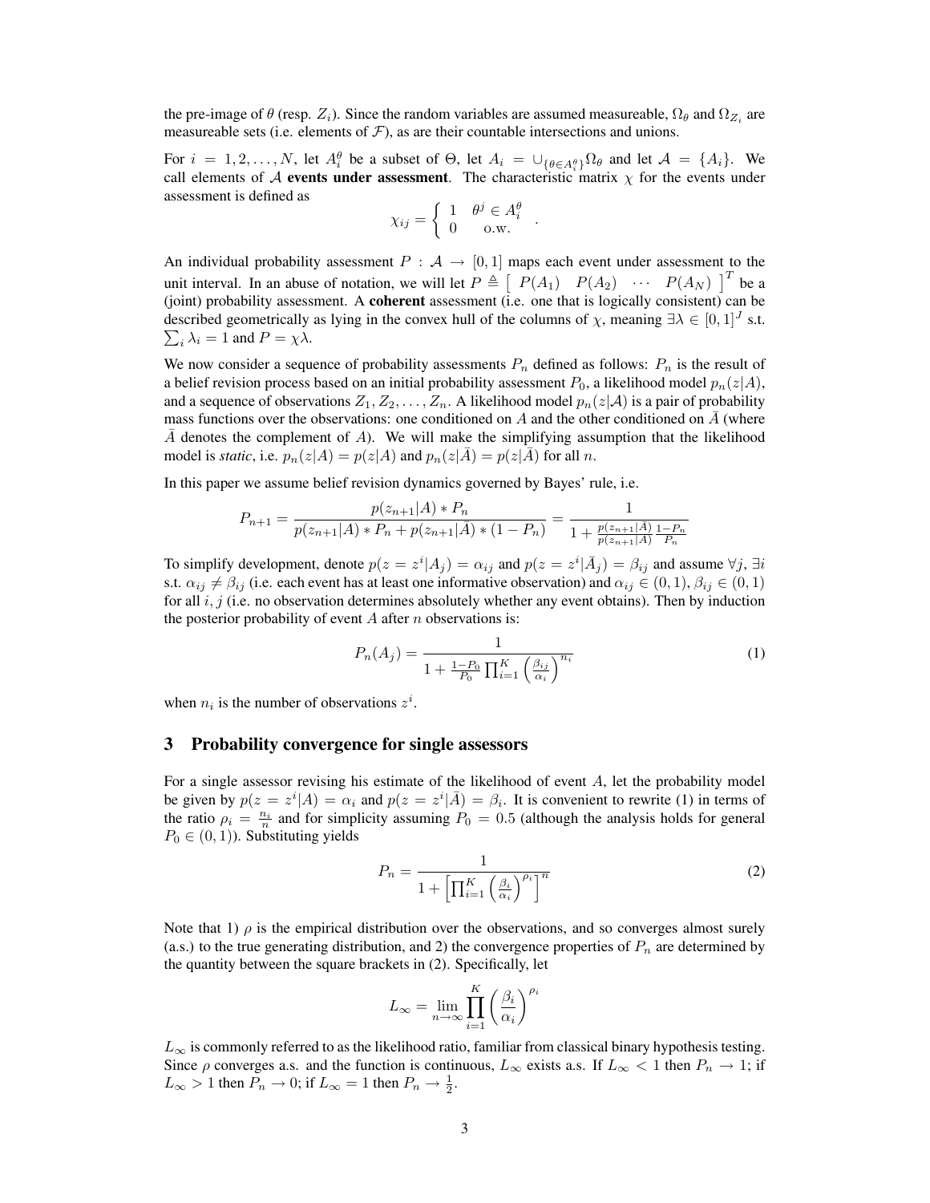the pre-image of $\theta$ (resp. $Z_i$). Since the random variables are assumed measureable, $\Omega_\theta$ and $\Omega_{Z_i}$ are measureable sets (i.e. elements of $\mathcal{F}$), as are their countable intersections and unions.

For $i = 1, 2, \ldots, N$, let $A_i^\theta$ be a subset of $\Theta$, let $A_i = \cup_{\{\theta \in A_i^\theta\}} \Omega_\theta$ and let $\mathcal{A} = \{A_i\}$. We call elements of $\mathcal{A}$ **events under assessment**. The characteristic matrix $\chi$ for the events under assessment is defined as

$$\chi_{ij} = \left\{ \begin{array}{cc} 1 & \theta^j \in A_i^\theta \\ 0 & \text{o.w.} \end{array} \right. .$$

An individual probability assessment $P : \mathcal{A} \to [0, 1]$ maps each event under assessment to the unit interval. In an abuse of notation, we will let $P \triangleq \left[ \begin{array}{cccc} P(A_1) & P(A_2) & \cdots & P(A_N) \end{array} \right]^T$ be a (joint) probability assessment. A **coherent** assessment (i.e. one that is logically consistent) can be described geometrically as lying in the convex hull of the columns of $\chi$, meaning $\exists \lambda \in [0, 1]^J$ s.t. $\sum_i \lambda_i = 1$ and $P = \chi\lambda$.

We now consider a sequence of probability assessments $P_n$ defined as follows: $P_n$ is the result of a belief revision process based on an initial probability assessment $P_0$, a likelihood model $p_n(z|\mathcal{A})$, and a sequence of observations $Z_1, Z_2, \ldots, Z_n$. A likelihood model $p_n(z|A)$ is a pair of probability mass functions over the observations: one conditioned on $A$ and the other conditioned on $\bar{A}$ (where $\bar{A}$ denotes the complement of $A$). We will make the simplifying assumption that the likelihood model is *static*, i.e. $p_n(z|A) = p(z|A)$ and $p_n(z|\bar{A}) = p(z|\bar{A})$ for all $n$.

In this paper we assume belief revision dynamics governed by Bayes' rule, i.e.

$$P_{n+1} = \frac{p(z_{n+1}|A) * P_n}{p(z_{n+1}|A) * P_n + p(z_{n+1}|\bar{A}) * (1 - P_n)} = \frac{1}{1 + \frac{p(z_{n+1}|\bar{A})}{p(z_{n+1}|A)} \frac{1-P_n}{P_n}}$$

To simplify development, denote $p(z = z^i|A_j) = \alpha_{ij}$ and $p(z = z^i|\bar{A}_j) = \beta_{ij}$ and assume $\forall j$, $\exists i$ s.t. $\alpha_{ij} \neq \beta_{ij}$ (i.e. each event has at least one informative observation) and $\alpha_{ij} \in (0, 1)$, $\beta_{ij} \in (0, 1)$ for all $i, j$ (i.e. no observation determines absolutely whether any event obtains). Then by induction the posterior probability of event $A$ after $n$ observations is:

$$P_n(A_j) = \frac{1}{1 + \frac{1-P_0}{P_0} \prod_{i=1}^K \left(\frac{\beta_{ij}}{\alpha_i}\right)^{n_i}} \tag{1}$$

when $n_i$ is the number of observations $z^i$.

## 3 Probability convergence for single assessors

For a single assessor revising his estimate of the likelihood of event $A$, let the probability model be given by $p(z = z^i|A) = \alpha_i$ and $p(z = z^i|\bar{A}) = \beta_i$. It is convenient to rewrite (1) in terms of the ratio $\rho_i = \frac{n_i}{n}$ and for simplicity assuming $P_0 = 0.5$ (although the analysis holds for general $P_0 \in (0, 1)$). Substituting yields

$$P_n = \frac{1}{1 + \left[\prod_{i=1}^K \left(\frac{\beta_i}{\alpha_i}\right)^{\rho_i}\right]^n} \tag{2}$$

Note that 1) $\rho$ is the empirical distribution over the observations, and so converges almost surely (a.s.) to the true generating distribution, and 2) the convergence properties of $P_n$ are determined by the quantity between the square brackets in (2). Specifically, let

$$L_\infty = \lim_{n\to\infty} \prod_{i=1}^K \left(\frac{\beta_i}{\alpha_i}\right)^{\rho_i}$$

$L_\infty$ is commonly referred to as the likelihood ratio, familiar from classical binary hypothesis testing. Since $\rho$ converges a.s. and the function is continuous, $L_\infty$ exists a.s. If $L_\infty < 1$ then $P_n \to 1$; if $L_\infty > 1$ then $P_n \to 0$; if $L_\infty = 1$ then $P_n \to \frac{1}{2}$.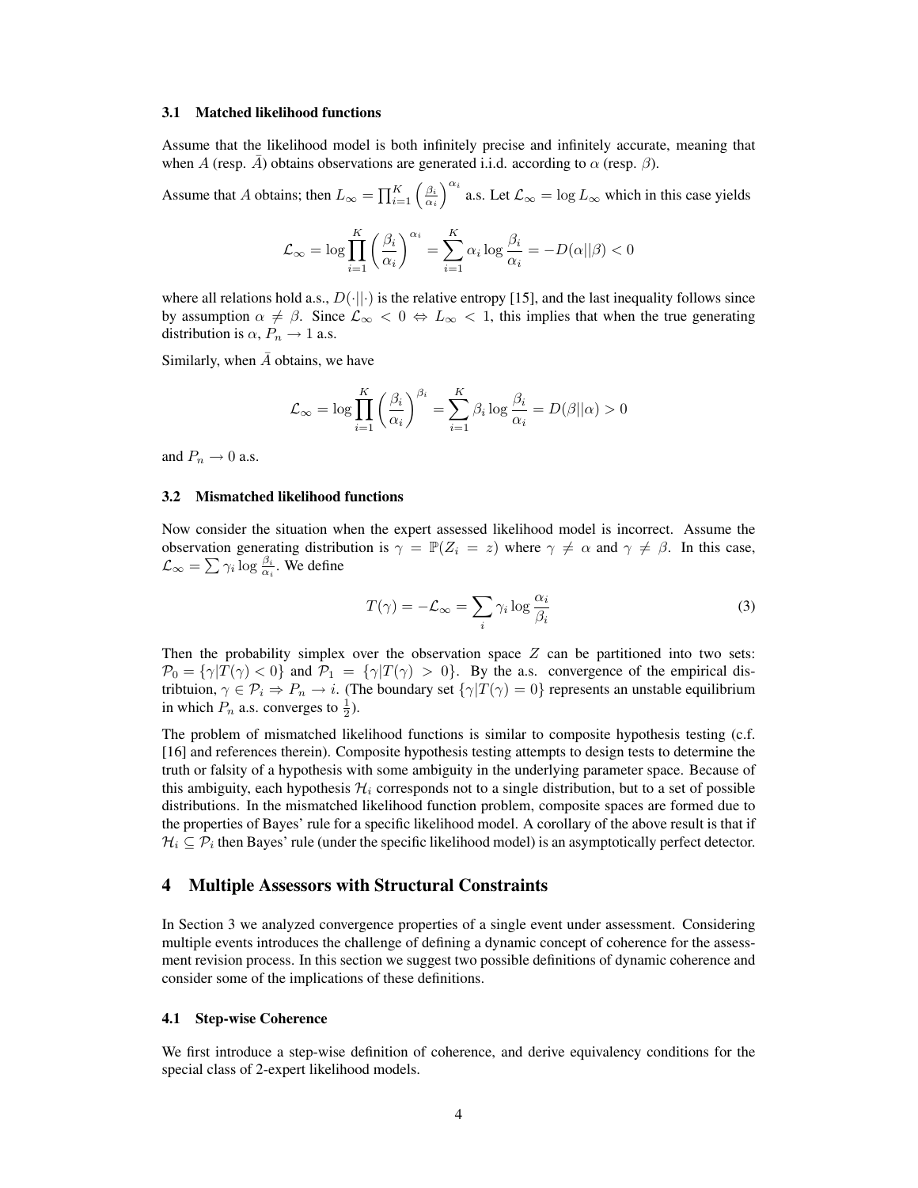### 3.1 Matched likelihood functions

Assume that the likelihood model is both infinitely precise and infinitely accurate, meaning that when $A$ (resp. $\bar{A}$) obtains observations are generated i.i.d. according to $\alpha$ (resp. $\beta$).

Assume that $A$ obtains; then $L_\infty = \prod_{i=1}^{K} \left(\frac{\beta_i}{\alpha_i}\right)^{\alpha_i}$ a.s. Let $\mathcal{L}_\infty = \log L_\infty$ which in this case yields

$$\mathcal{L}_\infty = \log \prod_{i=1}^{K} \left(\frac{\beta_i}{\alpha_i}\right)^{\alpha_i} = \sum_{i=1}^{K} \alpha_i \log \frac{\beta_i}{\alpha_i} = -D(\alpha||\beta) < 0$$

where all relations hold a.s., $D(\cdot||\cdot)$ is the relative entropy [15], and the last inequality follows since by assumption $\alpha \neq \beta$. Since $\mathcal{L}_\infty < 0 \Leftrightarrow L_\infty < 1$, this implies that when the true generating distribution is $\alpha$, $P_n \to 1$ a.s.

Similarly, when $\bar{A}$ obtains, we have

$$\mathcal{L}_\infty = \log \prod_{i=1}^{K} \left(\frac{\beta_i}{\alpha_i}\right)^{\beta_i} = \sum_{i=1}^{K} \beta_i \log \frac{\beta_i}{\alpha_i} = D(\beta||\alpha) > 0$$

and $P_n \to 0$ a.s.

### 3.2 Mismatched likelihood functions

Now consider the situation when the expert assessed likelihood model is incorrect. Assume the observation generating distribution is $\gamma = \mathbb{P}(Z_i = z)$ where $\gamma \neq \alpha$ and $\gamma \neq \beta$. In this case, $\mathcal{L}_\infty = \sum \gamma_i \log \frac{\beta_i}{\alpha_i}$. We define

$$T(\gamma) = -\mathcal{L}_\infty = \sum_i \gamma_i \log \frac{\alpha_i}{\beta_i} \tag{3}$$

Then the probability simplex over the observation space $Z$ can be partitioned into two sets: $\mathcal{P}_0 = \{\gamma | T(\gamma) < 0\}$ and $\mathcal{P}_1 = \{\gamma | T(\gamma) > 0\}$. By the a.s. convergence of the empirical distribtuion, $\gamma \in \mathcal{P}_i \Rightarrow P_n \to i$. (The boundary set $\{\gamma | T(\gamma) = 0\}$ represents an unstable equilibrium in which $P_n$ a.s. converges to $\frac{1}{2}$).

The problem of mismatched likelihood functions is similar to composite hypothesis testing (c.f. [16] and references therein). Composite hypothesis testing attempts to design tests to determine the truth or falsity of a hypothesis with some ambiguity in the underlying parameter space. Because of this ambiguity, each hypothesis $\mathcal{H}_i$ corresponds not to a single distribution, but to a set of possible distributions. In the mismatched likelihood function problem, composite spaces are formed due to the properties of Bayes' rule for a specific likelihood model. A corollary of the above result is that if $\mathcal{H}_i \subseteq \mathcal{P}_i$ then Bayes' rule (under the specific likelihood model) is an asymptotically perfect detector.

## 4 Multiple Assessors with Structural Constraints

In Section 3 we analyzed convergence properties of a single event under assessment. Considering multiple events introduces the challenge of defining a dynamic concept of coherence for the assessment revision process. In this section we suggest two possible definitions of dynamic coherence and consider some of the implications of these definitions.

### 4.1 Step-wise Coherence

We first introduce a step-wise definition of coherence, and derive equivalency conditions for the special class of 2-expert likelihood models.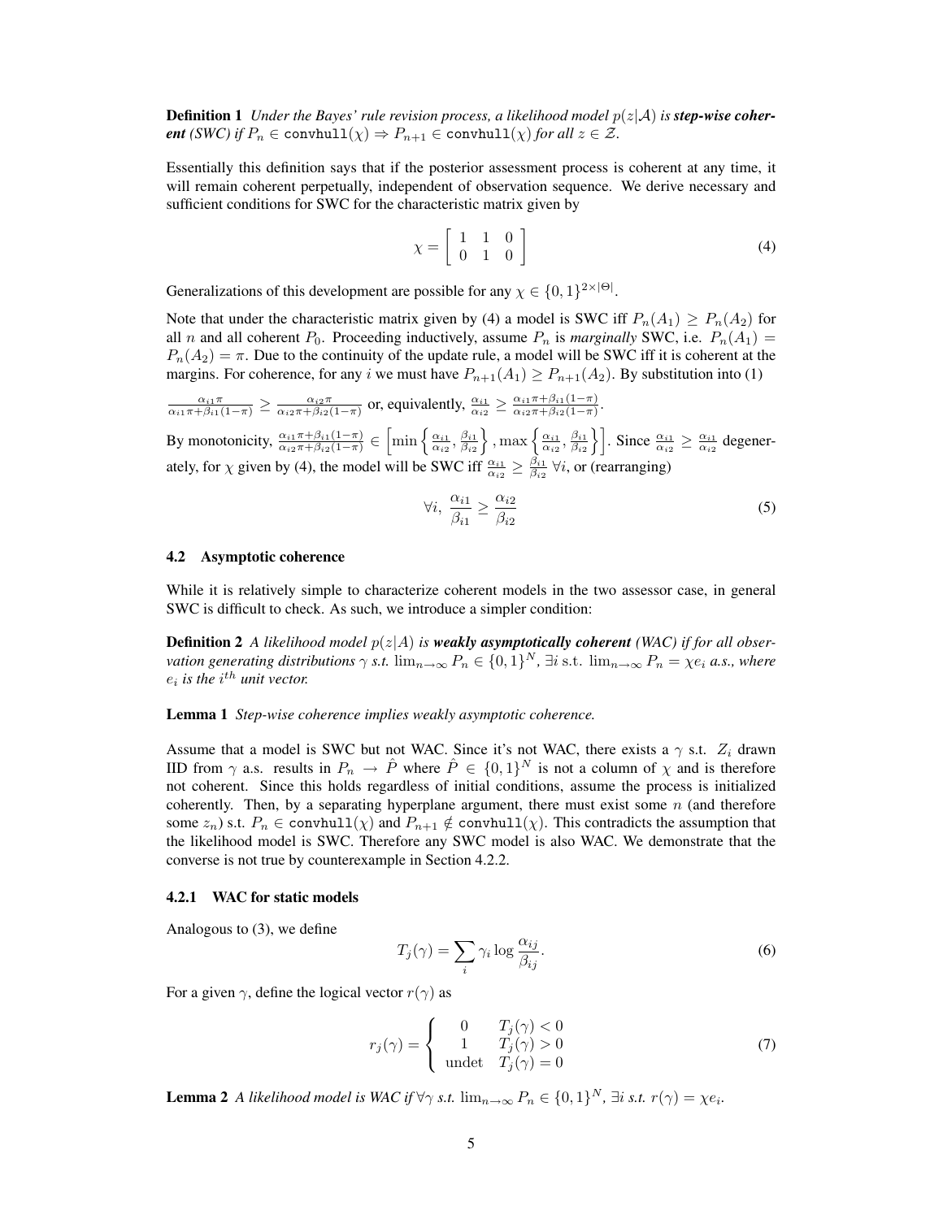**Definition 1** *Under the Bayes' rule revision process, a likelihood model $p(z|\mathcal{A})$ is* ***step-wise coherent (SWC)*** *if $P_n \in \texttt{convhull}(\chi) \Rightarrow P_{n+1} \in \texttt{convhull}(\chi)$ for all $z \in \mathcal{Z}$.*

Essentially this definition says that if the posterior assessment process is coherent at any time, it will remain coherent perpetually, independent of observation sequence. We derive necessary and sufficient conditions for SWC for the characteristic matrix given by

$$\chi = \begin{bmatrix} 1 & 1 & 0 \\ 0 & 1 & 0 \end{bmatrix} \tag{4}$$

Generalizations of this development are possible for any $\chi \in \{0,1\}^{2\times|\Theta|}$.

Note that under the characteristic matrix given by (4) a model is SWC iff $P_n(A_1) \geq P_n(A_2)$ for all $n$ and all coherent $P_0$. Proceeding inductively, assume $P_n$ is *marginally* SWC, i.e. $P_n(A_1) = P_n(A_2) = \pi$. Due to the continuity of the update rule, a model will be SWC iff it is coherent at the margins. For coherence, for any $i$ we must have $P_{n+1}(A_1) \geq P_{n+1}(A_2)$. By substitution into (1)

$\frac{\alpha_{i1}\pi}{\alpha_{i1}\pi+\beta_{i1}(1-\pi)} \geq \frac{\alpha_{i2}\pi}{\alpha_{i2}\pi+\beta_{i2}(1-\pi)}$ or, equivalently, $\frac{\alpha_{i1}}{\alpha_{i2}} \geq \frac{\alpha_{i1}\pi+\beta_{i1}(1-\pi)}{\alpha_{i2}\pi+\beta_{i2}(1-\pi)}$.

By monotonicity, $\frac{\alpha_{i1}\pi+\beta_{i1}(1-\pi)}{\alpha_{i2}\pi+\beta_{i2}(1-\pi)} \in \left[\min\left\{\frac{\alpha_{i1}}{\alpha_{i2}}, \frac{\beta_{i1}}{\beta_{i2}}\right\}, \max\left\{\frac{\alpha_{i1}}{\alpha_{i2}}, \frac{\beta_{i1}}{\beta_{i2}}\right\}\right]$. Since $\frac{\alpha_{i1}}{\alpha_{i2}} \geq \frac{\alpha_{i1}}{\alpha_{i2}}$ degenerately, for $\chi$ given by (4), the model will be SWC iff $\frac{\alpha_{i1}}{\alpha_{i2}} \geq \frac{\beta_{i1}}{\beta_{i2}}\ \forall i$, or (rearranging)

$$\forall i,\ \frac{\alpha_{i1}}{\beta_{i1}} \geq \frac{\alpha_{i2}}{\beta_{i2}} \tag{5}$$

### 4.2 Asymptotic coherence

While it is relatively simple to characterize coherent models in the two assessor case, in general SWC is difficult to check. As such, we introduce a simpler condition:

**Definition 2** *A likelihood model $p(z|A)$ is* ***weakly asymptotically coherent*** *(WAC) if for all observation generating distributions $\gamma$ s.t. $\lim_{n\to\infty} P_n \in \{0,1\}^N$, $\exists i$ s.t. $\lim_{n\to\infty} P_n = \chi e_i$ a.s., where $e_i$ is the $i^{th}$ unit vector.*

**Lemma 1** *Step-wise coherence implies weakly asymptotic coherence.*

Assume that a model is SWC but not WAC. Since it's not WAC, there exists a $\gamma$ s.t. $Z_i$ drawn IID from $\gamma$ a.s. results in $P_n \to \hat{P}$ where $\hat{P} \in \{0,1\}^N$ is not a column of $\chi$ and is therefore not coherent. Since this holds regardless of initial conditions, assume the process is initialized coherently. Then, by a separating hyperplane argument, there must exist some $n$ (and therefore some $z_n$) s.t. $P_n \in \texttt{convhull}(\chi)$ and $P_{n+1} \notin \texttt{convhull}(\chi)$. This contradicts the assumption that the likelihood model is SWC. Therefore any SWC model is also WAC. We demonstrate that the converse is not true by counterexample in Section 4.2.2.

#### 4.2.1 WAC for static models

Analogous to (3), we define

$$T_j(\gamma) = \sum_i \gamma_i \log \frac{\alpha_{ij}}{\beta_{ij}}. \tag{6}$$

For a given $\gamma$, define the logical vector $r(\gamma)$ as

$$r_j(\gamma) = \begin{cases} 0 & T_j(\gamma) < 0 \\ 1 & T_j(\gamma) > 0 \\ \text{undet} & T_j(\gamma) = 0 \end{cases} \tag{7}$$

**Lemma 2** *A likelihood model is WAC if $\forall\gamma$ s.t. $\lim_{n\to\infty} P_n \in \{0,1\}^N$, $\exists i$ s.t. $r(\gamma) = \chi e_i$.*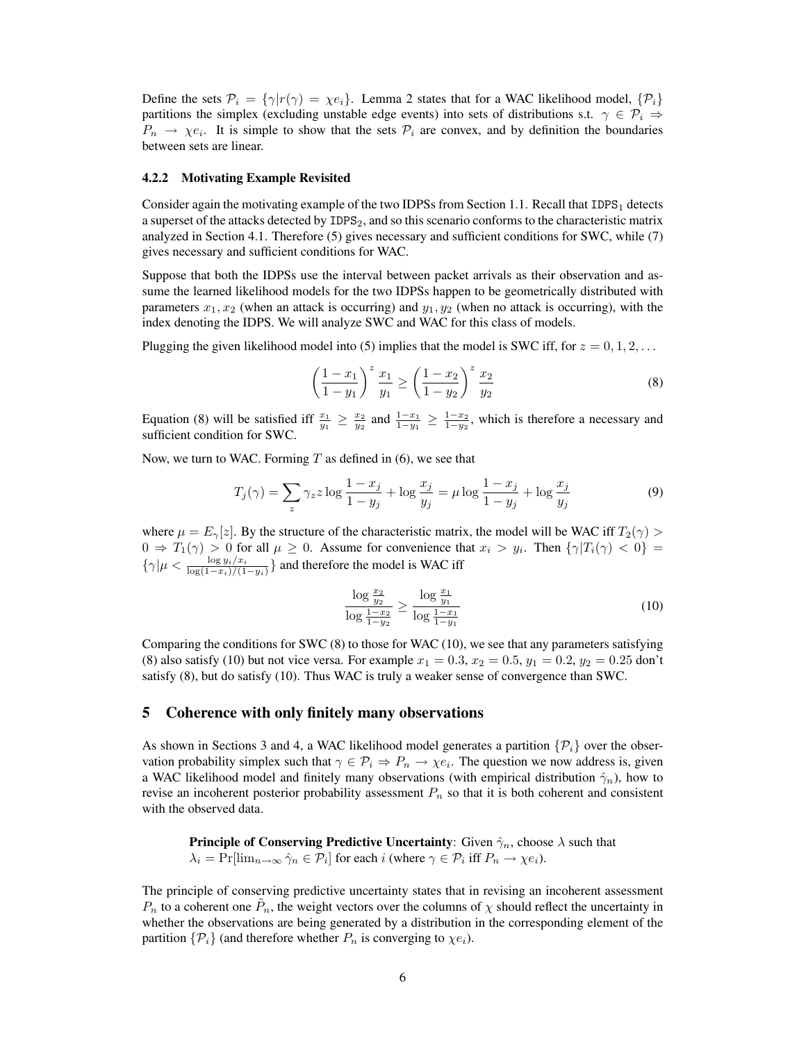Define the sets $\mathcal{P}_i = \{\gamma | r(\gamma) = \chi e_i\}$. Lemma 2 states that for a WAC likelihood model, $\{\mathcal{P}_i\}$ partitions the simplex (excluding unstable edge events) into sets of distributions s.t. $\gamma \in \mathcal{P}_i \Rightarrow P_n \rightarrow \chi e_i$. It is simple to show that the sets $\mathcal{P}_i$ are convex, and by definition the boundaries between sets are linear.

#### 4.2.2 Motivating Example Revisited

Consider again the motivating example of the two IDPSs from Section 1.1. Recall that $\texttt{IDPS}_1$ detects a superset of the attacks detected by $\texttt{IDPS}_2$, and so this scenario conforms to the characteristic matrix analyzed in Section 4.1. Therefore (5) gives necessary and sufficient conditions for SWC, while (7) gives necessary and sufficient conditions for WAC.

Suppose that both the IDPSs use the interval between packet arrivals as their observation and assume the learned likelihood models for the two IDPSs happen to be geometrically distributed with parameters $x_1, x_2$ (when an attack is occurring) and $y_1, y_2$ (when no attack is occurring), with the index denoting the IDPS. We will analyze SWC and WAC for this class of models.

Plugging the given likelihood model into (5) implies that the model is SWC iff, for $z = 0, 1, 2, \ldots$

$$\left(\frac{1-x_1}{1-y_1}\right)^z \frac{x_1}{y_1} \geq \left(\frac{1-x_2}{1-y_2}\right)^z \frac{x_2}{y_2} \tag{8}$$

Equation (8) will be satisfied iff $\frac{x_1}{y_1} \geq \frac{x_2}{y_2}$ and $\frac{1-x_1}{1-y_1} \geq \frac{1-x_2}{1-y_2}$, which is therefore a necessary and sufficient condition for SWC.

Now, we turn to WAC. Forming $T$ as defined in (6), we see that

$$T_j(\gamma) = \sum_z \gamma_z z \log \frac{1-x_j}{1-y_j} + \log \frac{x_j}{y_j} = \mu \log \frac{1-x_j}{1-y_j} + \log \frac{x_j}{y_j} \tag{9}$$

where $\mu = E_\gamma[z]$. By the structure of the characteristic matrix, the model will be WAC iff $T_2(\gamma) > 0 \Rightarrow T_1(\gamma) > 0$ for all $\mu \geq 0$. Assume for convenience that $x_i > y_i$. Then $\{\gamma | T_i(\gamma) < 0\} = \{\gamma | \mu < \frac{\log y_i/x_i}{\log(1-x_i)/(1-y_i)}\}$ and therefore the model is WAC iff

$$\frac{\log \frac{x_2}{y_2}}{\log \frac{1-x_2}{1-y_2}} \geq \frac{\log \frac{x_1}{y_1}}{\log \frac{1-x_1}{1-y_1}} \tag{10}$$

Comparing the conditions for SWC (8) to those for WAC (10), we see that any parameters satisfying (8) also satisfy (10) but not vice versa. For example $x_1 = 0.3$, $x_2 = 0.5$, $y_1 = 0.2$, $y_2 = 0.25$ don't satisfy (8), but do satisfy (10). Thus WAC is truly a weaker sense of convergence than SWC.

## 5 Coherence with only finitely many observations

As shown in Sections 3 and 4, a WAC likelihood model generates a partition $\{\mathcal{P}_i\}$ over the observation probability simplex such that $\gamma \in \mathcal{P}_i \Rightarrow P_n \rightarrow \chi e_i$. The question we now address is, given a WAC likelihood model and finitely many observations (with empirical distribution $\hat{\gamma}_n$), how to revise an incoherent posterior probability assessment $P_n$ so that it is both coherent and consistent with the observed data.

> **Principle of Conserving Predictive Uncertainty**: Given $\hat{\gamma}_n$, choose $\lambda$ such that $\lambda_i = \Pr[\lim_{n\to\infty} \hat{\gamma}_n \in \mathcal{P}_i]$ for each $i$ (where $\gamma \in \mathcal{P}_i$ iff $P_n \rightarrow \chi e_i$).

The principle of conserving predictive uncertainty states that in revising an incoherent assessment $P_n$ to a coherent one $\tilde{P}_n$, the weight vectors over the columns of $\chi$ should reflect the uncertainty in whether the observations are being generated by a distribution in the corresponding element of the partition $\{\mathcal{P}_i\}$ (and therefore whether $P_n$ is converging to $\chi e_i$).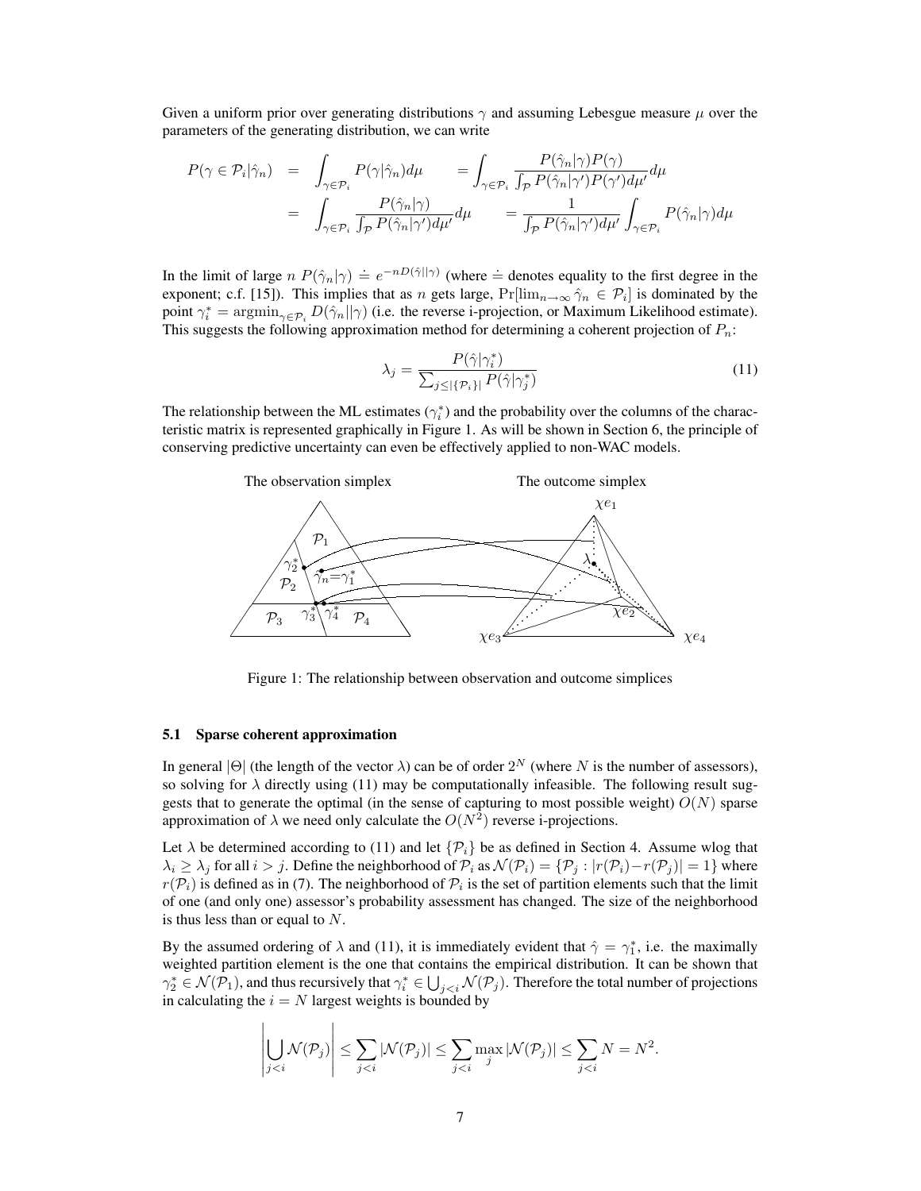Given a uniform prior over generating distributions $\gamma$ and assuming Lebesgue measure $\mu$ over the parameters of the generating distribution, we can write

$$
\begin{aligned}
P(\gamma \in \mathcal{P}_i | \hat{\gamma}_n) &= \int_{\gamma \in \mathcal{P}_i} P(\gamma|\hat{\gamma}_n) d\mu \quad = \int_{\gamma \in \mathcal{P}_i} \frac{P(\hat{\gamma}_n|\gamma)P(\gamma)}{\int_{\mathcal{P}} P(\hat{\gamma}_n|\gamma')P(\gamma')d\mu'} d\mu \\
&= \int_{\gamma \in \mathcal{P}_i} \frac{P(\hat{\gamma}_n|\gamma)}{\int_{\mathcal{P}} P(\hat{\gamma}_n|\gamma')d\mu'} d\mu \quad = \frac{1}{\int_{\mathcal{P}} P(\hat{\gamma}_n|\gamma')d\mu'} \int_{\gamma \in \mathcal{P}_i} P(\hat{\gamma}_n|\gamma) d\mu
\end{aligned}
$$

In the limit of large $n$ $P(\hat{\gamma}_n|\gamma) \doteq e^{-nD(\hat{\gamma}||\gamma)}$ (where $\doteq$ denotes equality to the first degree in the exponent; c.f. [15]). This implies that as $n$ gets large, $\Pr[\lim_{n\to\infty} \hat{\gamma}_n \in \mathcal{P}_i]$ is dominated by the point $\gamma_i^* = \operatorname{argmin}_{\gamma \in \mathcal{P}_i} D(\hat{\gamma}_n||\gamma)$ (i.e. the reverse i-projection, or Maximum Likelihood estimate). This suggests the following approximation method for determining a coherent projection of $P_n$:

$$
\lambda_j = \frac{P(\hat{\gamma}|\gamma_i^*)}{\sum_{j \leq |\{\mathcal{P}_i\}|} P(\hat{\gamma}|\gamma_j^*)} \tag{11}
$$

The relationship between the ML estimates ($\gamma_i^*$) and the probability over the columns of the characteristic matrix is represented graphically in Figure 1. As will be shown in Section 6, the principle of conserving predictive uncertainty can even be effectively applied to non-WAC models.

Figure 1: The relationship between observation and outcome simplices

### 5.1 Sparse coherent approximation

In general $|\Theta|$ (the length of the vector $\lambda$) can be of order $2^N$ (where $N$ is the number of assessors), so solving for $\lambda$ directly using (11) may be computationally infeasible. The following result suggests that to generate the optimal (in the sense of capturing to most possible weight) $O(N)$ sparse approximation of $\lambda$ we need only calculate the $O(N^2)$ reverse i-projections.

Let $\lambda$ be determined according to (11) and let $\{\mathcal{P}_i\}$ be as defined in Section 4. Assume wlog that $\lambda_i \geq \lambda_j$ for all $i > j$. Define the neighborhood of $\mathcal{P}_i$ as $\mathcal{N}(\mathcal{P}_i) = \{\mathcal{P}_j : |r(\mathcal{P}_i) - r(\mathcal{P}_j)| = 1\}$ where $r(\mathcal{P}_i)$ is defined as in (7). The neighborhood of $\mathcal{P}_i$ is the set of partition elements such that the limit of one (and only one) assessor's probability assessment has changed. The size of the neighborhood is thus less than or equal to $N$.

By the assumed ordering of $\lambda$ and (11), it is immediately evident that $\hat{\gamma} = \gamma_1^*$, i.e. the maximally weighted partition element is the one that contains the empirical distribution. It can be shown that $\gamma_2^* \in \mathcal{N}(\mathcal{P}_1)$, and thus recursively that $\gamma_i^* \in \bigcup_{j<i} \mathcal{N}(\mathcal{P}_j)$. Therefore the total number of projections in calculating the $i = N$ largest weights is bounded by

$$
\left| \bigcup_{j<i} \mathcal{N}(\mathcal{P}_j) \right| \leq \sum_{j<i} |\mathcal{N}(\mathcal{P}_j)| \leq \sum_{j<i} \max_j |\mathcal{N}(\mathcal{P}_j)| \leq \sum_{j<i} N = N^2.
$$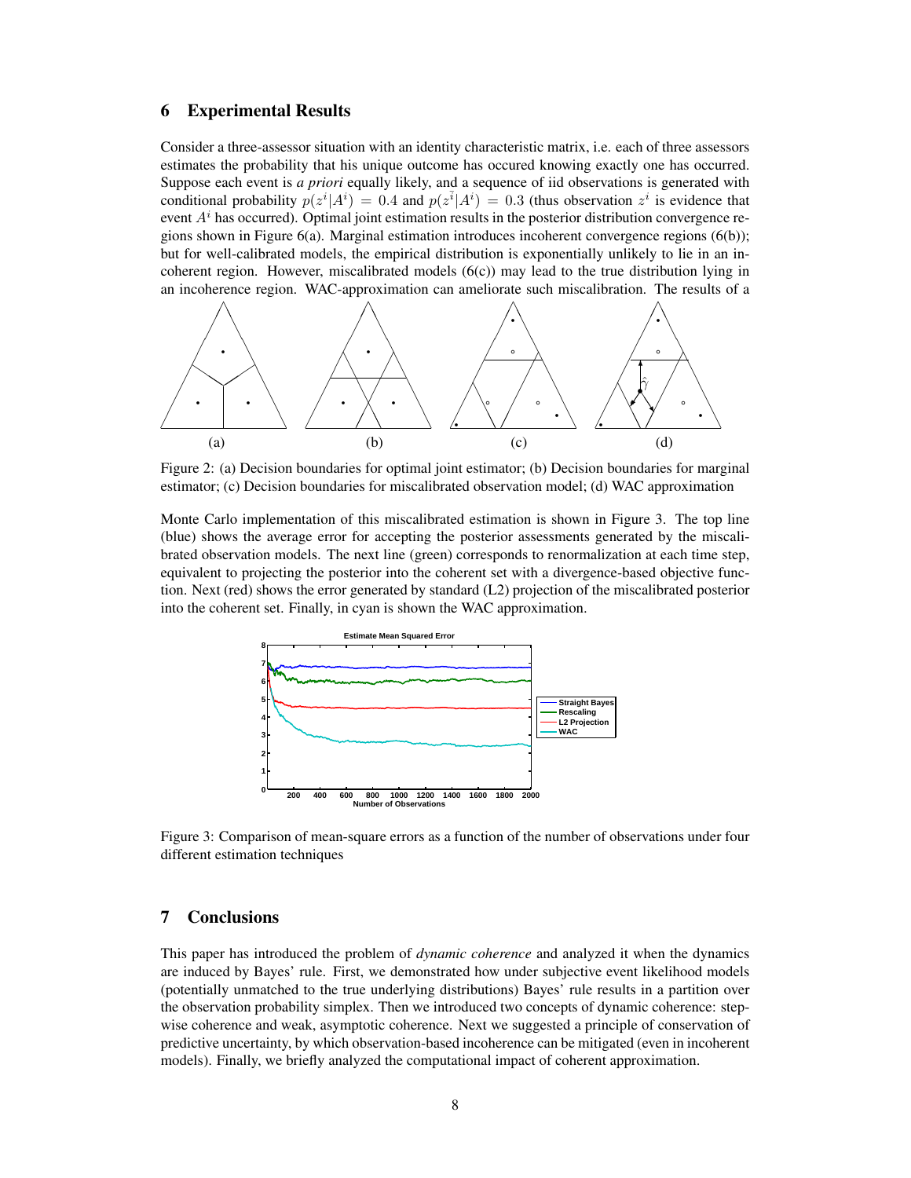## 6 Experimental Results

Consider a three-assessor situation with an identity characteristic matrix, i.e. each of three assessors estimates the probability that his unique outcome has occured knowing exactly one has occurred. Suppose each event is *a priori* equally likely, and a sequence of iid observations is generated with conditional probability $p(z^i|A^i) = 0.4$ and $p(z^{\bar{i}}|A^i) = 0.3$ (thus observation $z^i$ is evidence that event $A^i$ has occurred). Optimal joint estimation results in the posterior distribution convergence regions shown in Figure 6(a). Marginal estimation introduces incoherent convergence regions (6(b)); but for well-calibrated models, the empirical distribution is exponentially unlikely to lie in an incoherent region. However, miscalibrated models (6(c)) may lead to the true distribution lying in an incoherence region. WAC-approximation can ameliorate such miscalibration. The results of a Monte Carlo implementation of this miscalibrated estimation is shown in Figure 3. The top line (blue) shows the average error for accepting the posterior assessments generated by the miscalibrated observation models. The next line (green) corresponds to renormalization at each time step, equivalent to projecting the posterior into the coherent set with a divergence-based objective function. Next (red) shows the error generated by standard (L2) projection of the miscalibrated posterior into the coherent set. Finally, in cyan is shown the WAC approximation.

Figure 2: (a) Decision boundaries for optimal joint estimator; (b) Decision boundaries for marginal estimator; (c) Decision boundaries for miscalibrated observation model; (d) WAC approximation

Figure 3: Comparison of mean-square errors as a function of the number of observations under four different estimation techniques

## 7 Conclusions

This paper has introduced the problem of *dynamic coherence* and analyzed it when the dynamics are induced by Bayes' rule. First, we demonstrated how under subjective event likelihood models (potentially unmatched to the true underlying distributions) Bayes' rule results in a partition over the observation probability simplex. Then we introduced two concepts of dynamic coherence: stepwise coherence and weak, asymptotic coherence. Next we suggested a principle of conservation of predictive uncertainty, by which observation-based incoherence can be mitigated (even in incoherent models). Finally, we briefly analyzed the computational impact of coherent approximation.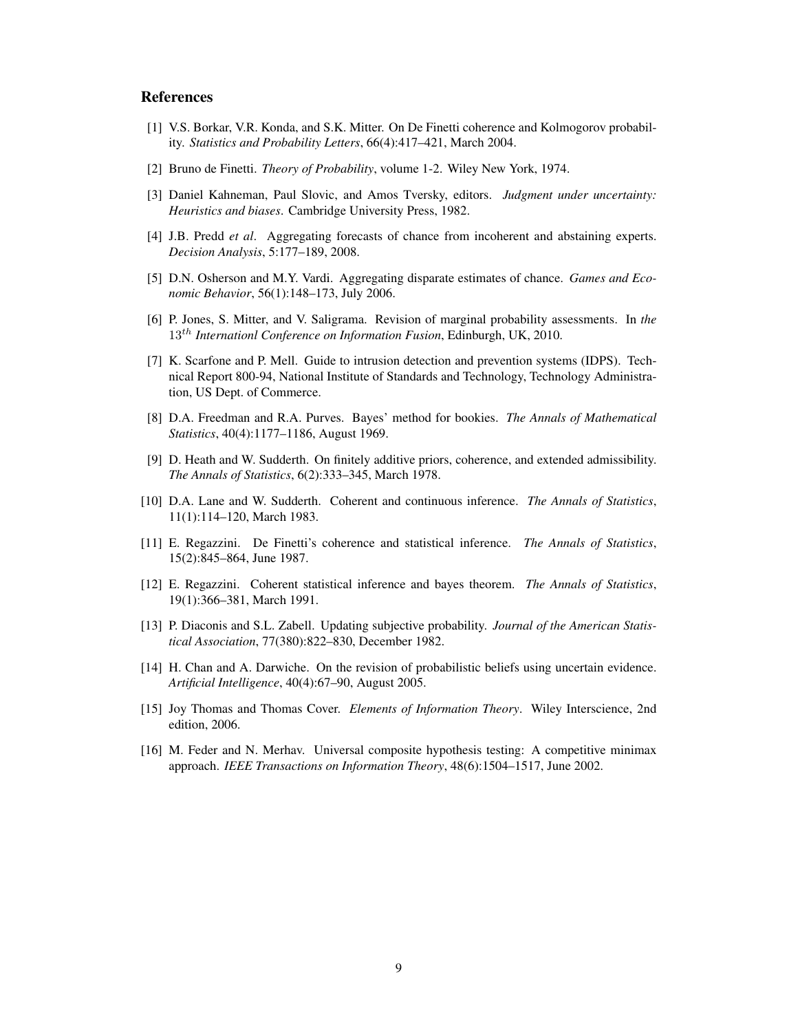## References

[1] V.S. Borkar, V.R. Konda, and S.K. Mitter. On De Finetti coherence and Kolmogorov probability. *Statistics and Probability Letters*, 66(4):417–421, March 2004.

[2] Bruno de Finetti. *Theory of Probability*, volume 1-2. Wiley New York, 1974.

[3] Daniel Kahneman, Paul Slovic, and Amos Tversky, editors. *Judgment under uncertainty: Heuristics and biases*. Cambridge University Press, 1982.

[4] J.B. Predd *et al*. Aggregating forecasts of chance from incoherent and abstaining experts. *Decision Analysis*, 5:177–189, 2008.

[5] D.N. Osherson and M.Y. Vardi. Aggregating disparate estimates of chance. *Games and Economic Behavior*, 56(1):148–173, July 2006.

[6] P. Jones, S. Mitter, and V. Saligrama. Revision of marginal probability assessments. In *the* $13^{th}$ *Internationl Conference on Information Fusion*, Edinburgh, UK, 2010.

[7] K. Scarfone and P. Mell. Guide to intrusion detection and prevention systems (IDPS). Technical Report 800-94, National Institute of Standards and Technology, Technology Administration, US Dept. of Commerce.

[8] D.A. Freedman and R.A. Purves. Bayes' method for bookies. *The Annals of Mathematical Statistics*, 40(4):1177–1186, August 1969.

[9] D. Heath and W. Sudderth. On finitely additive priors, coherence, and extended admissibility. *The Annals of Statistics*, 6(2):333–345, March 1978.

[10] D.A. Lane and W. Sudderth. Coherent and continuous inference. *The Annals of Statistics*, 11(1):114–120, March 1983.

[11] E. Regazzini. De Finetti's coherence and statistical inference. *The Annals of Statistics*, 15(2):845–864, June 1987.

[12] E. Regazzini. Coherent statistical inference and bayes theorem. *The Annals of Statistics*, 19(1):366–381, March 1991.

[13] P. Diaconis and S.L. Zabell. Updating subjective probability. *Journal of the American Statistical Association*, 77(380):822–830, December 1982.

[14] H. Chan and A. Darwiche. On the revision of probabilistic beliefs using uncertain evidence. *Artificial Intelligence*, 40(4):67–90, August 2005.

[15] Joy Thomas and Thomas Cover. *Elements of Information Theory*. Wiley Interscience, 2nd edition, 2006.

[16] M. Feder and N. Merhav. Universal composite hypothesis testing: A competitive minimax approach. *IEEE Transactions on Information Theory*, 48(6):1504–1517, June 2002.